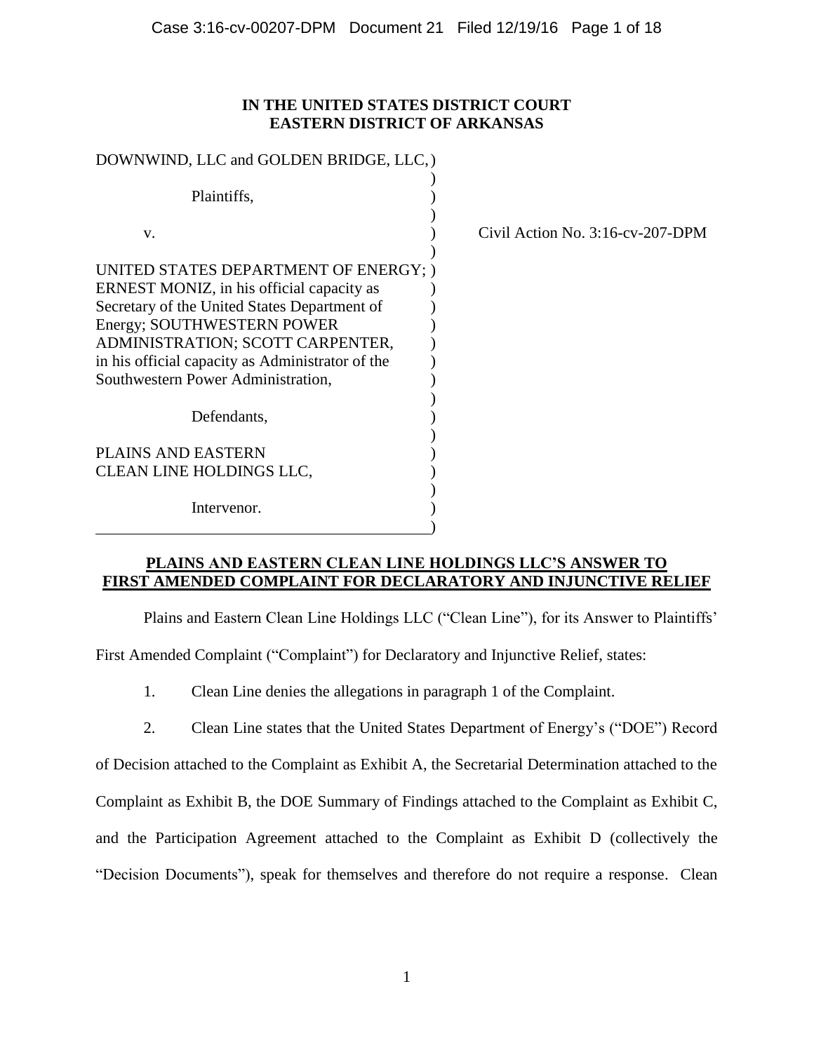**IN THE UNITED STATES DISTRICT COURT**
**EASTERN DISTRICT OF ARKANSAS**

| | |
|---|---|
| DOWNWIND, LLC and GOLDEN BRIDGE, LLC,<br><br>Plaintiffs,<br><br>v.<br><br>UNITED STATES DEPARTMENT OF ENERGY; ERNEST MONIZ, in his official capacity as Secretary of the United States Department of Energy; SOUTHWESTERN POWER ADMINISTRATION; SCOTT CARPENTER, in his official capacity as Administrator of the Southwestern Power Administration,<br><br>Defendants,<br><br>PLAINS AND EASTERN CLEAN LINE HOLDINGS LLC,<br><br>Intervenor. | Civil Action No. 3:16-cv-207-DPM |

**PLAINS AND EASTERN CLEAN LINE HOLDINGS LLC'S ANSWER TO FIRST AMENDED COMPLAINT FOR DECLARATORY AND INJUNCTIVE RELIEF**

Plains and Eastern Clean Line Holdings LLC ("Clean Line"), for its Answer to Plaintiffs' First Amended Complaint ("Complaint") for Declaratory and Injunctive Relief, states:

1. Clean Line denies the allegations in paragraph 1 of the Complaint.

2. Clean Line states that the United States Department of Energy's ("DOE") Record of Decision attached to the Complaint as Exhibit A, the Secretarial Determination attached to the Complaint as Exhibit B, the DOE Summary of Findings attached to the Complaint as Exhibit C, and the Participation Agreement attached to the Complaint as Exhibit D (collectively the "Decision Documents"), speak for themselves and therefore do not require a response. Clean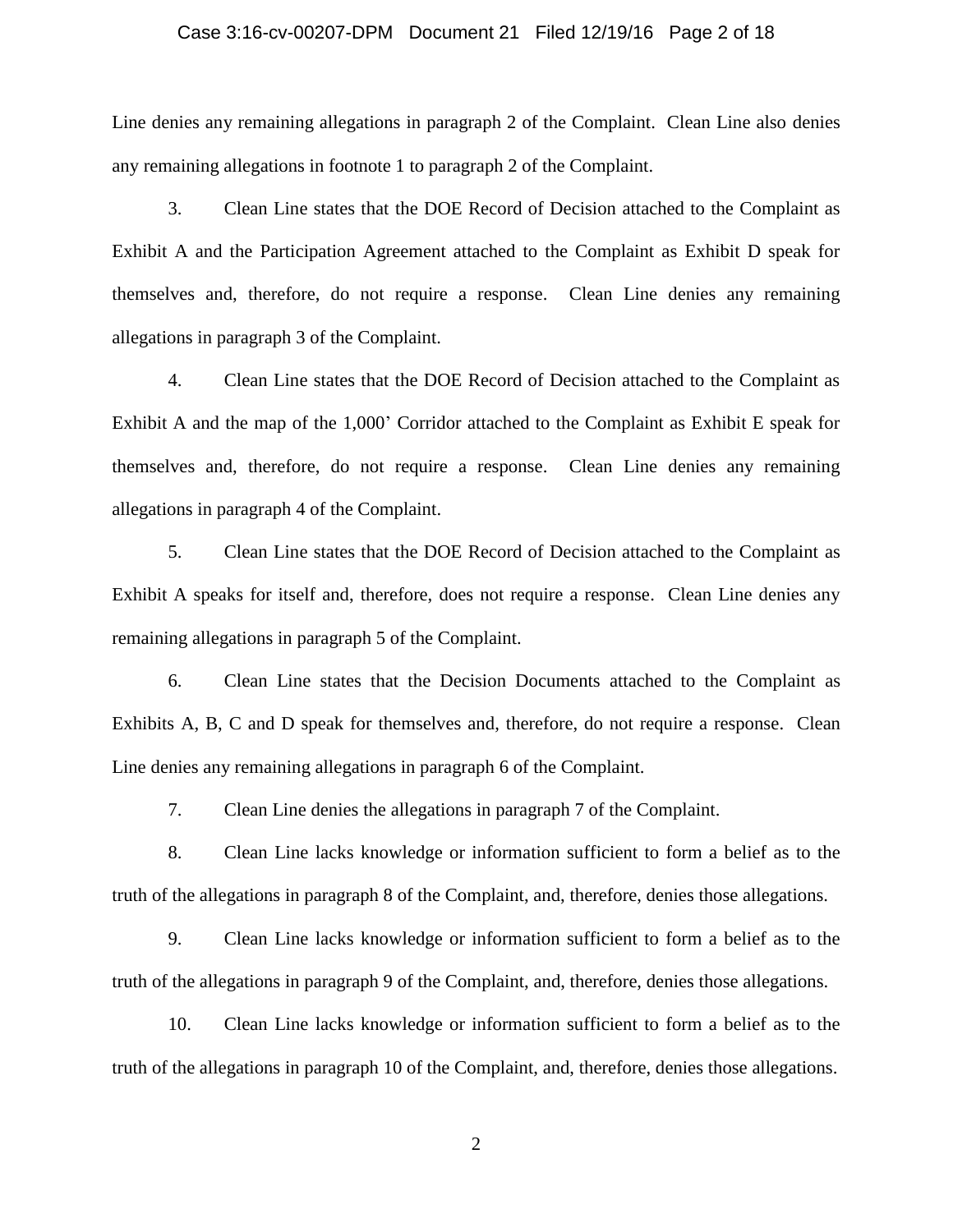Line denies any remaining allegations in paragraph 2 of the Complaint. Clean Line also denies any remaining allegations in footnote 1 to paragraph 2 of the Complaint.

3. Clean Line states that the DOE Record of Decision attached to the Complaint as Exhibit A and the Participation Agreement attached to the Complaint as Exhibit D speak for themselves and, therefore, do not require a response. Clean Line denies any remaining allegations in paragraph 3 of the Complaint.

4. Clean Line states that the DOE Record of Decision attached to the Complaint as Exhibit A and the map of the 1,000' Corridor attached to the Complaint as Exhibit E speak for themselves and, therefore, do not require a response. Clean Line denies any remaining allegations in paragraph 4 of the Complaint.

5. Clean Line states that the DOE Record of Decision attached to the Complaint as Exhibit A speaks for itself and, therefore, does not require a response. Clean Line denies any remaining allegations in paragraph 5 of the Complaint.

6. Clean Line states that the Decision Documents attached to the Complaint as Exhibits A, B, C and D speak for themselves and, therefore, do not require a response. Clean Line denies any remaining allegations in paragraph 6 of the Complaint.

7. Clean Line denies the allegations in paragraph 7 of the Complaint.

8. Clean Line lacks knowledge or information sufficient to form a belief as to the truth of the allegations in paragraph 8 of the Complaint, and, therefore, denies those allegations.

9. Clean Line lacks knowledge or information sufficient to form a belief as to the truth of the allegations in paragraph 9 of the Complaint, and, therefore, denies those allegations.

10. Clean Line lacks knowledge or information sufficient to form a belief as to the truth of the allegations in paragraph 10 of the Complaint, and, therefore, denies those allegations.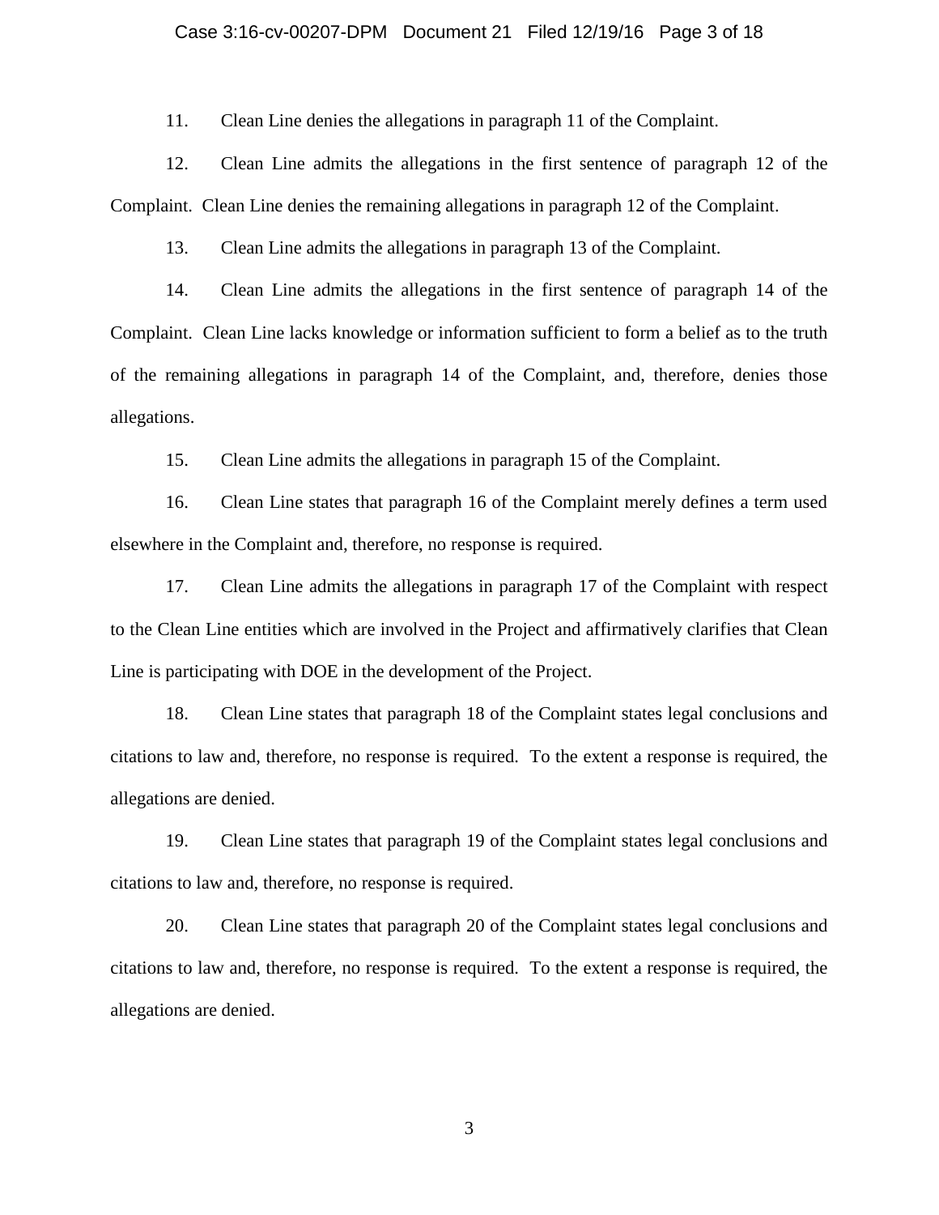11. Clean Line denies the allegations in paragraph 11 of the Complaint.

12. Clean Line admits the allegations in the first sentence of paragraph 12 of the Complaint. Clean Line denies the remaining allegations in paragraph 12 of the Complaint.

13. Clean Line admits the allegations in paragraph 13 of the Complaint.

14. Clean Line admits the allegations in the first sentence of paragraph 14 of the Complaint. Clean Line lacks knowledge or information sufficient to form a belief as to the truth of the remaining allegations in paragraph 14 of the Complaint, and, therefore, denies those allegations.

15. Clean Line admits the allegations in paragraph 15 of the Complaint.

16. Clean Line states that paragraph 16 of the Complaint merely defines a term used elsewhere in the Complaint and, therefore, no response is required.

17. Clean Line admits the allegations in paragraph 17 of the Complaint with respect to the Clean Line entities which are involved in the Project and affirmatively clarifies that Clean Line is participating with DOE in the development of the Project.

18. Clean Line states that paragraph 18 of the Complaint states legal conclusions and citations to law and, therefore, no response is required. To the extent a response is required, the allegations are denied.

19. Clean Line states that paragraph 19 of the Complaint states legal conclusions and citations to law and, therefore, no response is required.

20. Clean Line states that paragraph 20 of the Complaint states legal conclusions and citations to law and, therefore, no response is required. To the extent a response is required, the allegations are denied.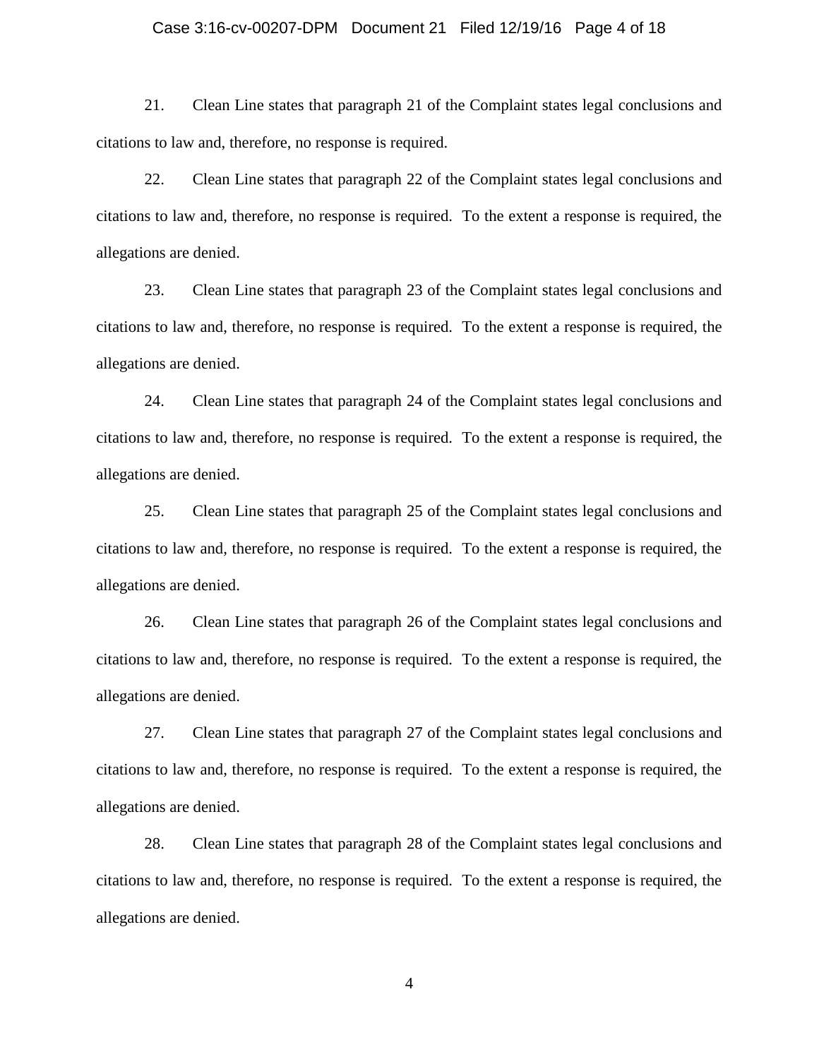21. Clean Line states that paragraph 21 of the Complaint states legal conclusions and citations to law and, therefore, no response is required.

22. Clean Line states that paragraph 22 of the Complaint states legal conclusions and citations to law and, therefore, no response is required. To the extent a response is required, the allegations are denied.

23. Clean Line states that paragraph 23 of the Complaint states legal conclusions and citations to law and, therefore, no response is required. To the extent a response is required, the allegations are denied.

24. Clean Line states that paragraph 24 of the Complaint states legal conclusions and citations to law and, therefore, no response is required. To the extent a response is required, the allegations are denied.

25. Clean Line states that paragraph 25 of the Complaint states legal conclusions and citations to law and, therefore, no response is required. To the extent a response is required, the allegations are denied.

26. Clean Line states that paragraph 26 of the Complaint states legal conclusions and citations to law and, therefore, no response is required. To the extent a response is required, the allegations are denied.

27. Clean Line states that paragraph 27 of the Complaint states legal conclusions and citations to law and, therefore, no response is required. To the extent a response is required, the allegations are denied.

28. Clean Line states that paragraph 28 of the Complaint states legal conclusions and citations to law and, therefore, no response is required. To the extent a response is required, the allegations are denied.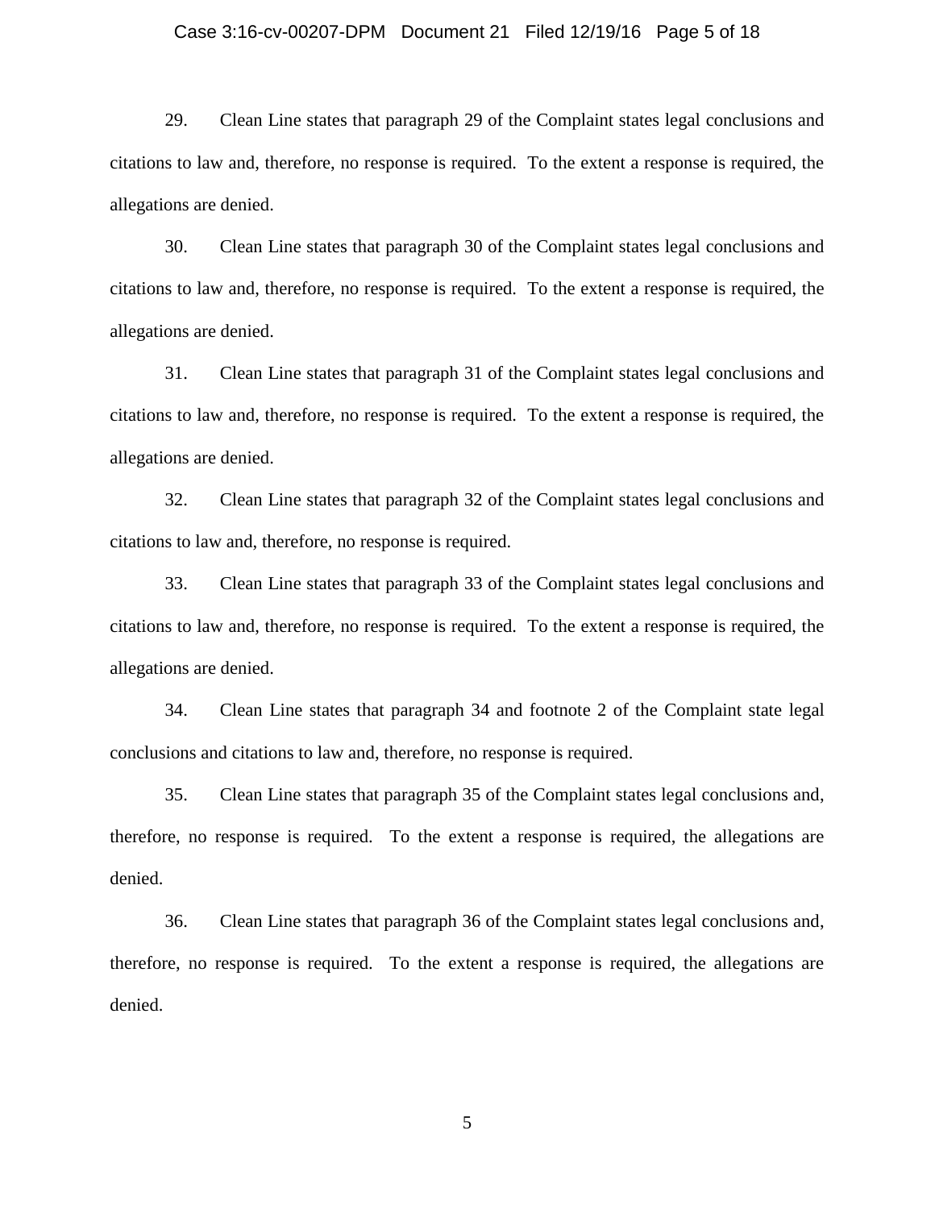29. Clean Line states that paragraph 29 of the Complaint states legal conclusions and citations to law and, therefore, no response is required. To the extent a response is required, the allegations are denied.

30. Clean Line states that paragraph 30 of the Complaint states legal conclusions and citations to law and, therefore, no response is required. To the extent a response is required, the allegations are denied.

31. Clean Line states that paragraph 31 of the Complaint states legal conclusions and citations to law and, therefore, no response is required. To the extent a response is required, the allegations are denied.

32. Clean Line states that paragraph 32 of the Complaint states legal conclusions and citations to law and, therefore, no response is required.

33. Clean Line states that paragraph 33 of the Complaint states legal conclusions and citations to law and, therefore, no response is required. To the extent a response is required, the allegations are denied.

34. Clean Line states that paragraph 34 and footnote 2 of the Complaint state legal conclusions and citations to law and, therefore, no response is required.

35. Clean Line states that paragraph 35 of the Complaint states legal conclusions and, therefore, no response is required. To the extent a response is required, the allegations are denied.

36. Clean Line states that paragraph 36 of the Complaint states legal conclusions and, therefore, no response is required. To the extent a response is required, the allegations are denied.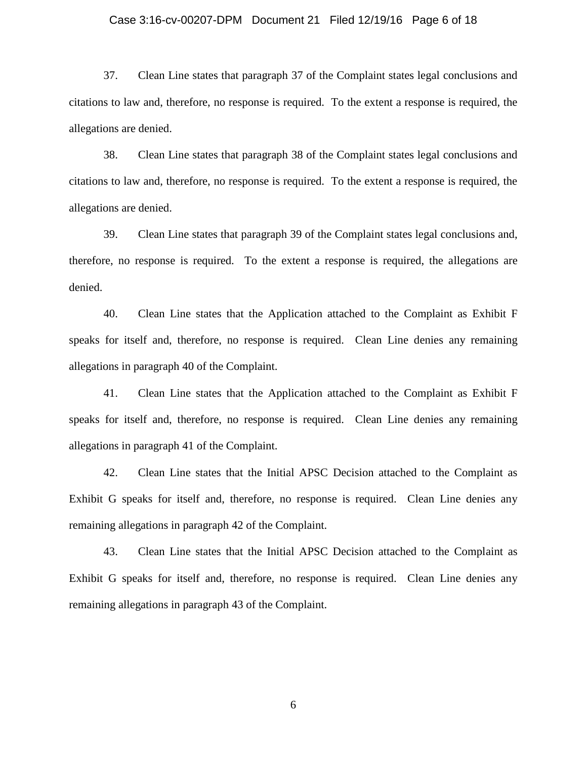37. Clean Line states that paragraph 37 of the Complaint states legal conclusions and citations to law and, therefore, no response is required. To the extent a response is required, the allegations are denied.

38. Clean Line states that paragraph 38 of the Complaint states legal conclusions and citations to law and, therefore, no response is required. To the extent a response is required, the allegations are denied.

39. Clean Line states that paragraph 39 of the Complaint states legal conclusions and, therefore, no response is required. To the extent a response is required, the allegations are denied.

40. Clean Line states that the Application attached to the Complaint as Exhibit F speaks for itself and, therefore, no response is required. Clean Line denies any remaining allegations in paragraph 40 of the Complaint.

41. Clean Line states that the Application attached to the Complaint as Exhibit F speaks for itself and, therefore, no response is required. Clean Line denies any remaining allegations in paragraph 41 of the Complaint.

42. Clean Line states that the Initial APSC Decision attached to the Complaint as Exhibit G speaks for itself and, therefore, no response is required. Clean Line denies any remaining allegations in paragraph 42 of the Complaint.

43. Clean Line states that the Initial APSC Decision attached to the Complaint as Exhibit G speaks for itself and, therefore, no response is required. Clean Line denies any remaining allegations in paragraph 43 of the Complaint.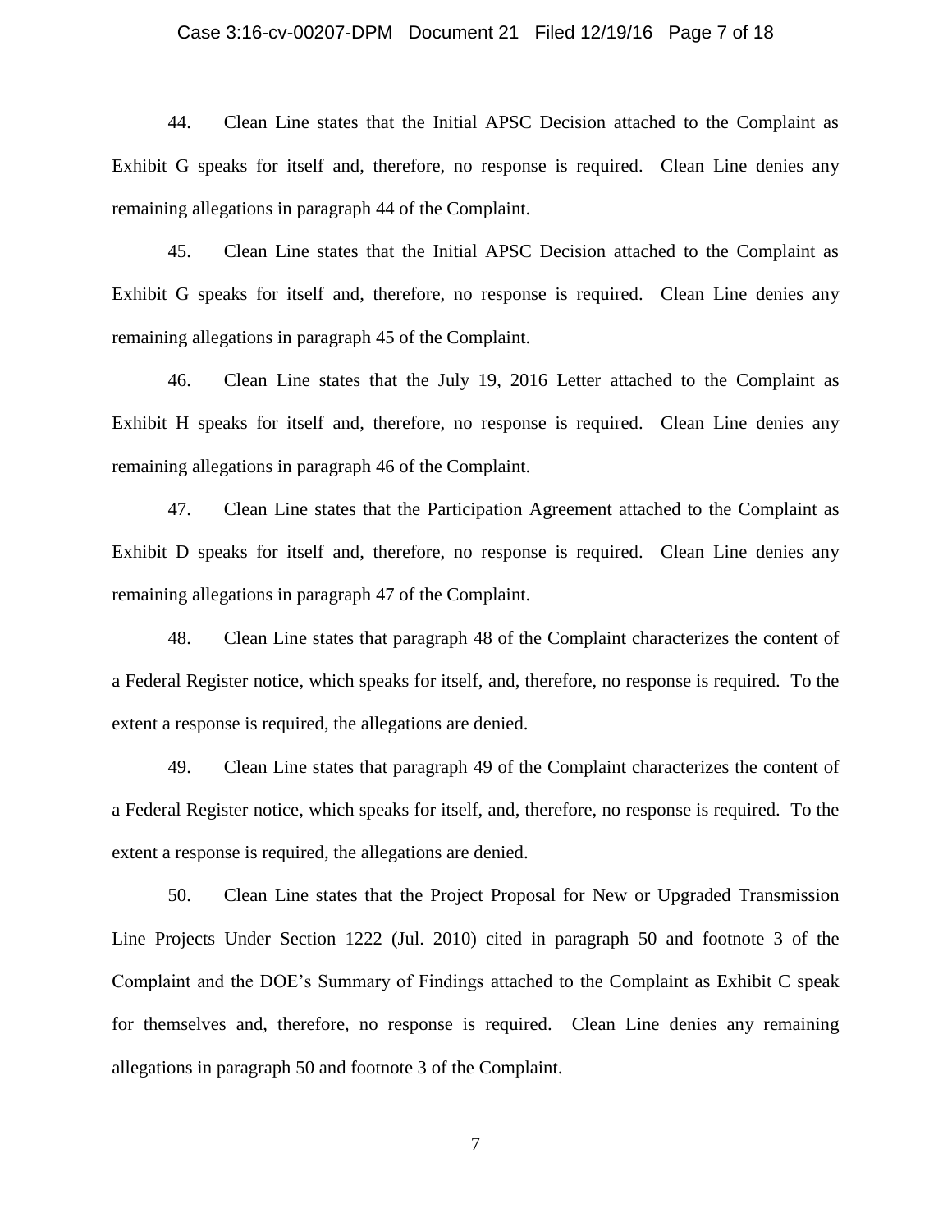44. Clean Line states that the Initial APSC Decision attached to the Complaint as Exhibit G speaks for itself and, therefore, no response is required. Clean Line denies any remaining allegations in paragraph 44 of the Complaint.

45. Clean Line states that the Initial APSC Decision attached to the Complaint as Exhibit G speaks for itself and, therefore, no response is required. Clean Line denies any remaining allegations in paragraph 45 of the Complaint.

46. Clean Line states that the July 19, 2016 Letter attached to the Complaint as Exhibit H speaks for itself and, therefore, no response is required. Clean Line denies any remaining allegations in paragraph 46 of the Complaint.

47. Clean Line states that the Participation Agreement attached to the Complaint as Exhibit D speaks for itself and, therefore, no response is required. Clean Line denies any remaining allegations in paragraph 47 of the Complaint.

48. Clean Line states that paragraph 48 of the Complaint characterizes the content of a Federal Register notice, which speaks for itself, and, therefore, no response is required. To the extent a response is required, the allegations are denied.

49. Clean Line states that paragraph 49 of the Complaint characterizes the content of a Federal Register notice, which speaks for itself, and, therefore, no response is required. To the extent a response is required, the allegations are denied.

50. Clean Line states that the Project Proposal for New or Upgraded Transmission Line Projects Under Section 1222 (Jul. 2010) cited in paragraph 50 and footnote 3 of the Complaint and the DOE's Summary of Findings attached to the Complaint as Exhibit C speak for themselves and, therefore, no response is required. Clean Line denies any remaining allegations in paragraph 50 and footnote 3 of the Complaint.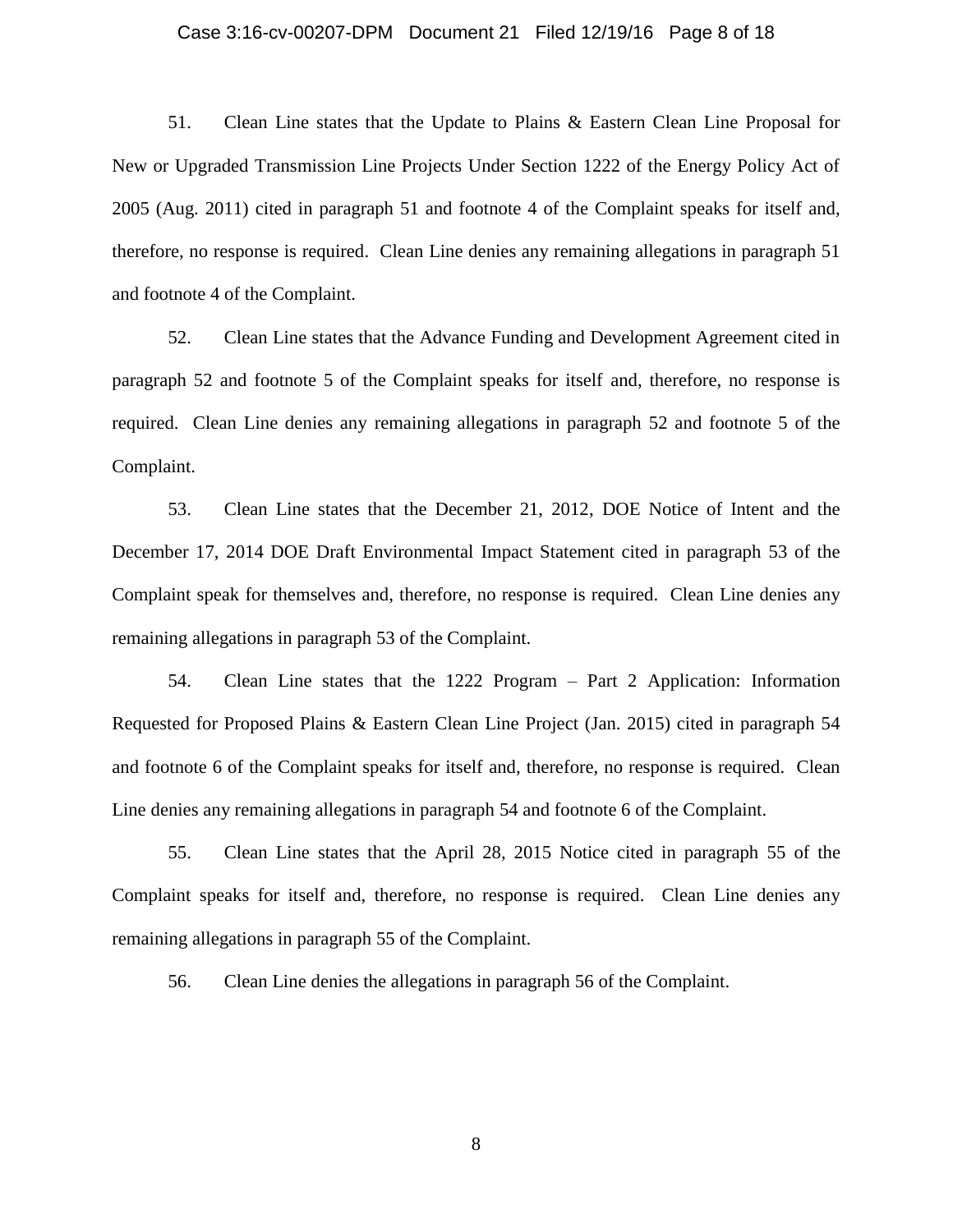51. Clean Line states that the Update to Plains & Eastern Clean Line Proposal for New or Upgraded Transmission Line Projects Under Section 1222 of the Energy Policy Act of 2005 (Aug. 2011) cited in paragraph 51 and footnote 4 of the Complaint speaks for itself and, therefore, no response is required. Clean Line denies any remaining allegations in paragraph 51 and footnote 4 of the Complaint.

52. Clean Line states that the Advance Funding and Development Agreement cited in paragraph 52 and footnote 5 of the Complaint speaks for itself and, therefore, no response is required. Clean Line denies any remaining allegations in paragraph 52 and footnote 5 of the Complaint.

53. Clean Line states that the December 21, 2012, DOE Notice of Intent and the December 17, 2014 DOE Draft Environmental Impact Statement cited in paragraph 53 of the Complaint speak for themselves and, therefore, no response is required. Clean Line denies any remaining allegations in paragraph 53 of the Complaint.

54. Clean Line states that the 1222 Program – Part 2 Application: Information Requested for Proposed Plains & Eastern Clean Line Project (Jan. 2015) cited in paragraph 54 and footnote 6 of the Complaint speaks for itself and, therefore, no response is required. Clean Line denies any remaining allegations in paragraph 54 and footnote 6 of the Complaint.

55. Clean Line states that the April 28, 2015 Notice cited in paragraph 55 of the Complaint speaks for itself and, therefore, no response is required. Clean Line denies any remaining allegations in paragraph 55 of the Complaint.

56. Clean Line denies the allegations in paragraph 56 of the Complaint.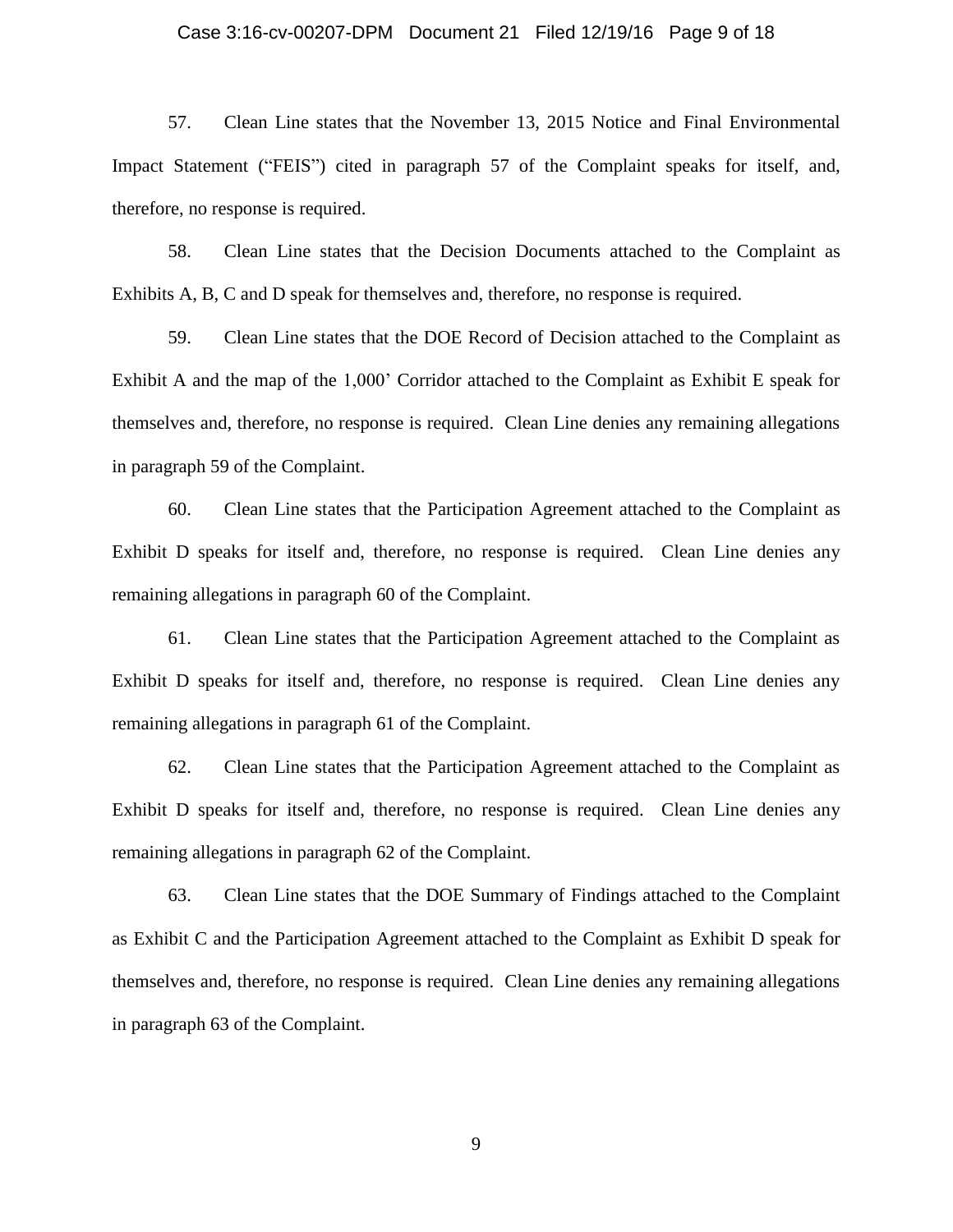57. Clean Line states that the November 13, 2015 Notice and Final Environmental Impact Statement ("FEIS") cited in paragraph 57 of the Complaint speaks for itself, and, therefore, no response is required.

58. Clean Line states that the Decision Documents attached to the Complaint as Exhibits A, B, C and D speak for themselves and, therefore, no response is required.

59. Clean Line states that the DOE Record of Decision attached to the Complaint as Exhibit A and the map of the 1,000' Corridor attached to the Complaint as Exhibit E speak for themselves and, therefore, no response is required. Clean Line denies any remaining allegations in paragraph 59 of the Complaint.

60. Clean Line states that the Participation Agreement attached to the Complaint as Exhibit D speaks for itself and, therefore, no response is required. Clean Line denies any remaining allegations in paragraph 60 of the Complaint.

61. Clean Line states that the Participation Agreement attached to the Complaint as Exhibit D speaks for itself and, therefore, no response is required. Clean Line denies any remaining allegations in paragraph 61 of the Complaint.

62. Clean Line states that the Participation Agreement attached to the Complaint as Exhibit D speaks for itself and, therefore, no response is required. Clean Line denies any remaining allegations in paragraph 62 of the Complaint.

63. Clean Line states that the DOE Summary of Findings attached to the Complaint as Exhibit C and the Participation Agreement attached to the Complaint as Exhibit D speak for themselves and, therefore, no response is required. Clean Line denies any remaining allegations in paragraph 63 of the Complaint.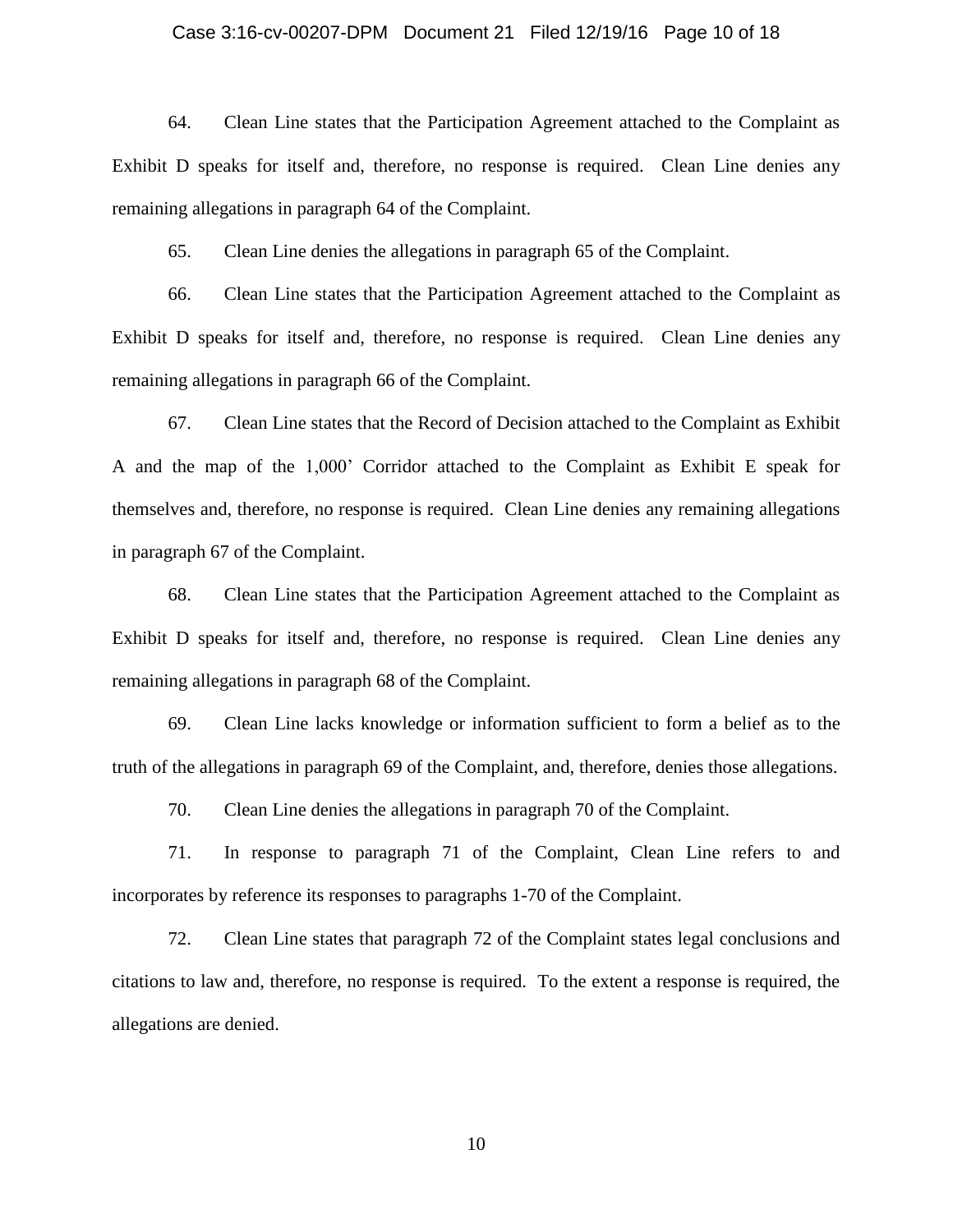64. Clean Line states that the Participation Agreement attached to the Complaint as Exhibit D speaks for itself and, therefore, no response is required. Clean Line denies any remaining allegations in paragraph 64 of the Complaint.

65. Clean Line denies the allegations in paragraph 65 of the Complaint.

66. Clean Line states that the Participation Agreement attached to the Complaint as Exhibit D speaks for itself and, therefore, no response is required. Clean Line denies any remaining allegations in paragraph 66 of the Complaint.

67. Clean Line states that the Record of Decision attached to the Complaint as Exhibit A and the map of the 1,000' Corridor attached to the Complaint as Exhibit E speak for themselves and, therefore, no response is required. Clean Line denies any remaining allegations in paragraph 67 of the Complaint.

68. Clean Line states that the Participation Agreement attached to the Complaint as Exhibit D speaks for itself and, therefore, no response is required. Clean Line denies any remaining allegations in paragraph 68 of the Complaint.

69. Clean Line lacks knowledge or information sufficient to form a belief as to the truth of the allegations in paragraph 69 of the Complaint, and, therefore, denies those allegations.

70. Clean Line denies the allegations in paragraph 70 of the Complaint.

71. In response to paragraph 71 of the Complaint, Clean Line refers to and incorporates by reference its responses to paragraphs 1-70 of the Complaint.

72. Clean Line states that paragraph 72 of the Complaint states legal conclusions and citations to law and, therefore, no response is required. To the extent a response is required, the allegations are denied.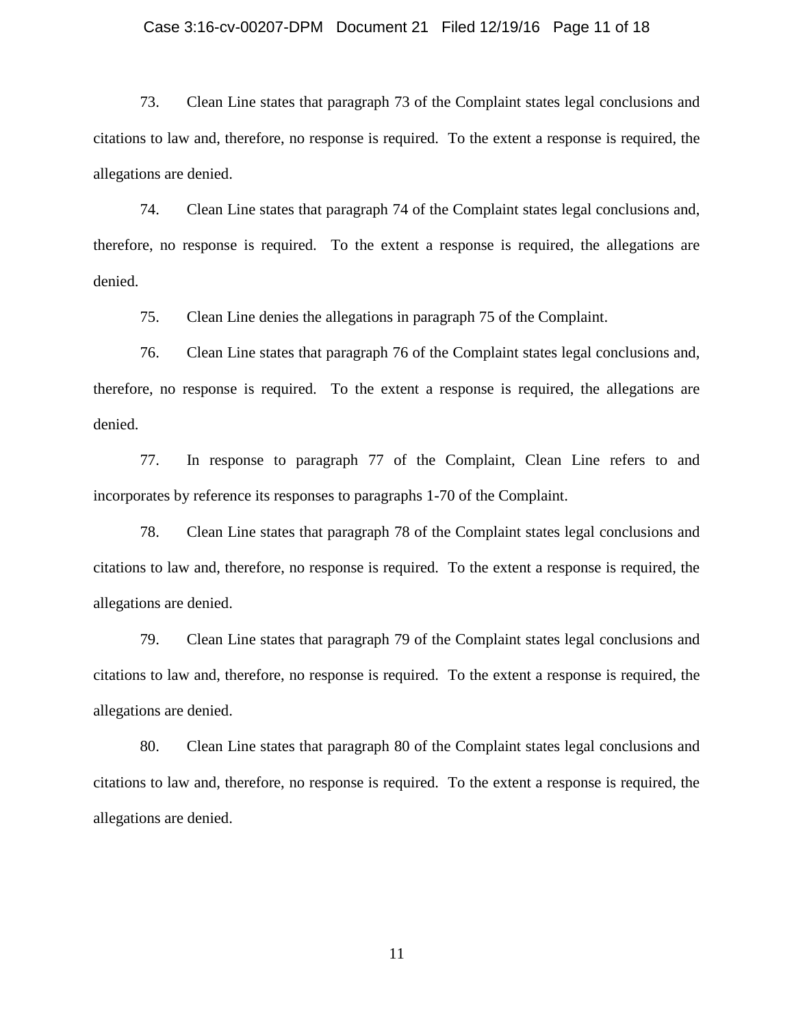73. Clean Line states that paragraph 73 of the Complaint states legal conclusions and citations to law and, therefore, no response is required. To the extent a response is required, the allegations are denied.

74. Clean Line states that paragraph 74 of the Complaint states legal conclusions and, therefore, no response is required. To the extent a response is required, the allegations are denied.

75. Clean Line denies the allegations in paragraph 75 of the Complaint.

76. Clean Line states that paragraph 76 of the Complaint states legal conclusions and, therefore, no response is required. To the extent a response is required, the allegations are denied.

77. In response to paragraph 77 of the Complaint, Clean Line refers to and incorporates by reference its responses to paragraphs 1-70 of the Complaint.

78. Clean Line states that paragraph 78 of the Complaint states legal conclusions and citations to law and, therefore, no response is required. To the extent a response is required, the allegations are denied.

79. Clean Line states that paragraph 79 of the Complaint states legal conclusions and citations to law and, therefore, no response is required. To the extent a response is required, the allegations are denied.

80. Clean Line states that paragraph 80 of the Complaint states legal conclusions and citations to law and, therefore, no response is required. To the extent a response is required, the allegations are denied.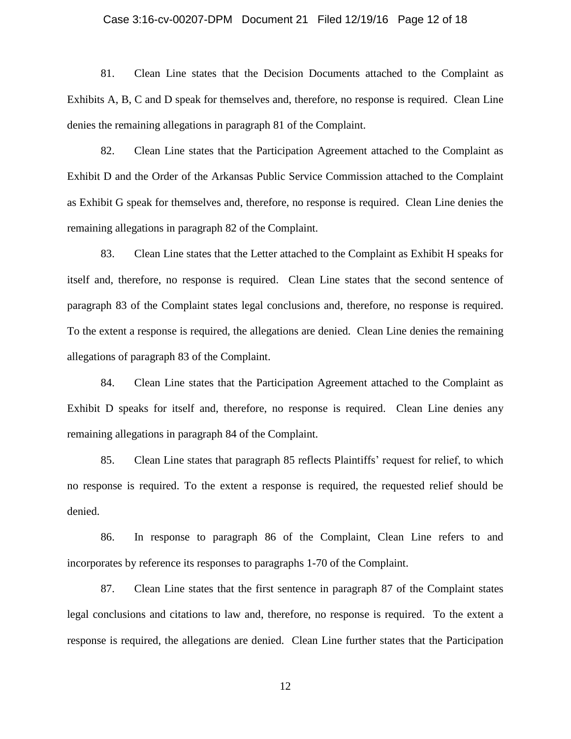81. Clean Line states that the Decision Documents attached to the Complaint as Exhibits A, B, C and D speak for themselves and, therefore, no response is required. Clean Line denies the remaining allegations in paragraph 81 of the Complaint.

82. Clean Line states that the Participation Agreement attached to the Complaint as Exhibit D and the Order of the Arkansas Public Service Commission attached to the Complaint as Exhibit G speak for themselves and, therefore, no response is required. Clean Line denies the remaining allegations in paragraph 82 of the Complaint.

83. Clean Line states that the Letter attached to the Complaint as Exhibit H speaks for itself and, therefore, no response is required. Clean Line states that the second sentence of paragraph 83 of the Complaint states legal conclusions and, therefore, no response is required. To the extent a response is required, the allegations are denied. Clean Line denies the remaining allegations of paragraph 83 of the Complaint.

84. Clean Line states that the Participation Agreement attached to the Complaint as Exhibit D speaks for itself and, therefore, no response is required. Clean Line denies any remaining allegations in paragraph 84 of the Complaint.

85. Clean Line states that paragraph 85 reflects Plaintiffs' request for relief, to which no response is required. To the extent a response is required, the requested relief should be denied.

86. In response to paragraph 86 of the Complaint, Clean Line refers to and incorporates by reference its responses to paragraphs 1-70 of the Complaint.

87. Clean Line states that the first sentence in paragraph 87 of the Complaint states legal conclusions and citations to law and, therefore, no response is required. To the extent a response is required, the allegations are denied. Clean Line further states that the Participation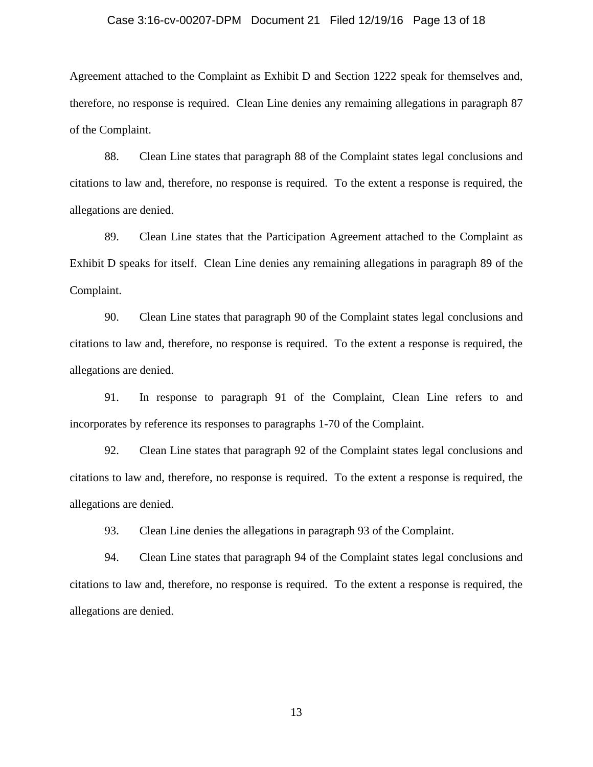Agreement attached to the Complaint as Exhibit D and Section 1222 speak for themselves and, therefore, no response is required. Clean Line denies any remaining allegations in paragraph 87 of the Complaint.

88. Clean Line states that paragraph 88 of the Complaint states legal conclusions and citations to law and, therefore, no response is required. To the extent a response is required, the allegations are denied.

89. Clean Line states that the Participation Agreement attached to the Complaint as Exhibit D speaks for itself. Clean Line denies any remaining allegations in paragraph 89 of the Complaint.

90. Clean Line states that paragraph 90 of the Complaint states legal conclusions and citations to law and, therefore, no response is required. To the extent a response is required, the allegations are denied.

91. In response to paragraph 91 of the Complaint, Clean Line refers to and incorporates by reference its responses to paragraphs 1-70 of the Complaint.

92. Clean Line states that paragraph 92 of the Complaint states legal conclusions and citations to law and, therefore, no response is required. To the extent a response is required, the allegations are denied.

93. Clean Line denies the allegations in paragraph 93 of the Complaint.

94. Clean Line states that paragraph 94 of the Complaint states legal conclusions and citations to law and, therefore, no response is required. To the extent a response is required, the allegations are denied.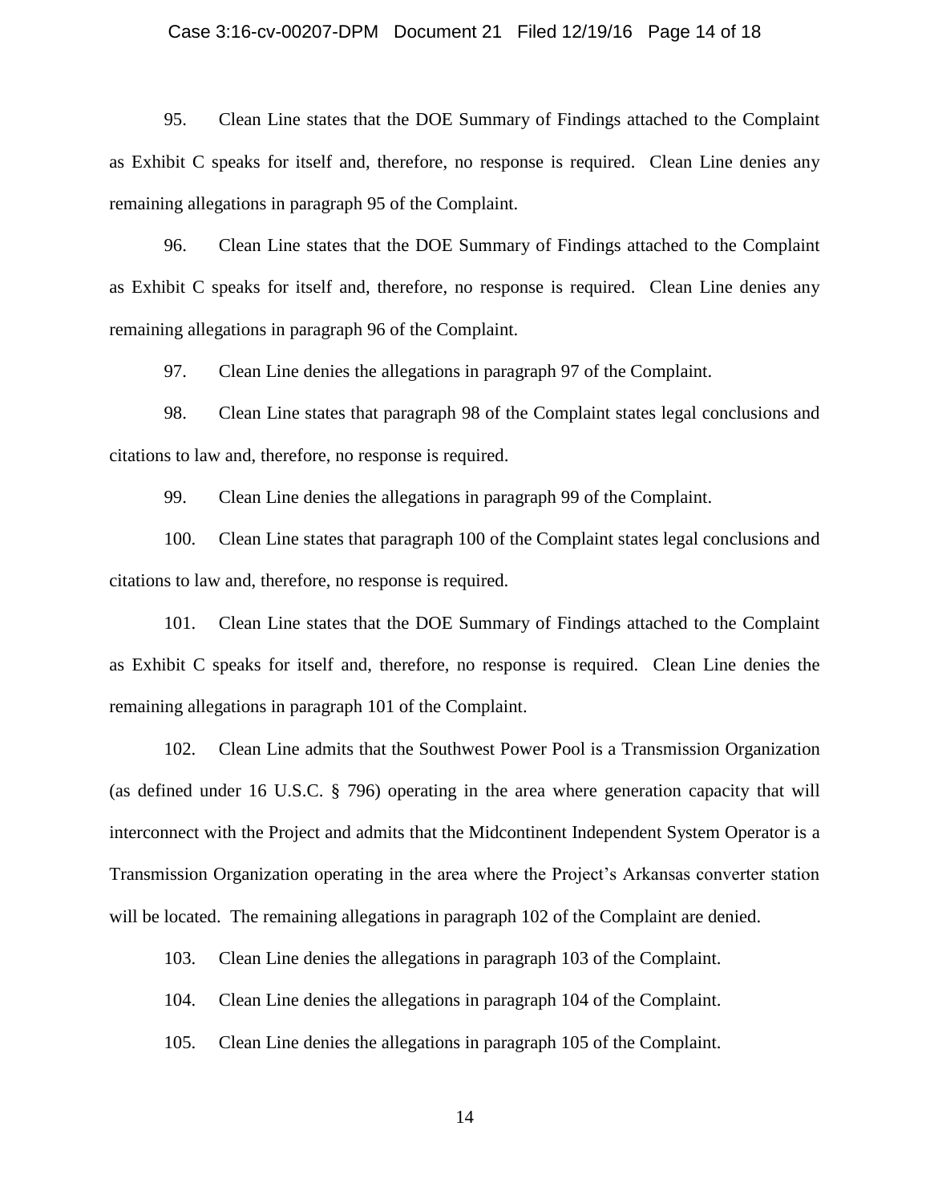95. Clean Line states that the DOE Summary of Findings attached to the Complaint as Exhibit C speaks for itself and, therefore, no response is required. Clean Line denies any remaining allegations in paragraph 95 of the Complaint.

96. Clean Line states that the DOE Summary of Findings attached to the Complaint as Exhibit C speaks for itself and, therefore, no response is required. Clean Line denies any remaining allegations in paragraph 96 of the Complaint.

97. Clean Line denies the allegations in paragraph 97 of the Complaint.

98. Clean Line states that paragraph 98 of the Complaint states legal conclusions and citations to law and, therefore, no response is required.

99. Clean Line denies the allegations in paragraph 99 of the Complaint.

100. Clean Line states that paragraph 100 of the Complaint states legal conclusions and citations to law and, therefore, no response is required.

101. Clean Line states that the DOE Summary of Findings attached to the Complaint as Exhibit C speaks for itself and, therefore, no response is required. Clean Line denies the remaining allegations in paragraph 101 of the Complaint.

102. Clean Line admits that the Southwest Power Pool is a Transmission Organization (as defined under 16 U.S.C. § 796) operating in the area where generation capacity that will interconnect with the Project and admits that the Midcontinent Independent System Operator is a Transmission Organization operating in the area where the Project's Arkansas converter station will be located. The remaining allegations in paragraph 102 of the Complaint are denied.

103. Clean Line denies the allegations in paragraph 103 of the Complaint.

104. Clean Line denies the allegations in paragraph 104 of the Complaint.

105. Clean Line denies the allegations in paragraph 105 of the Complaint.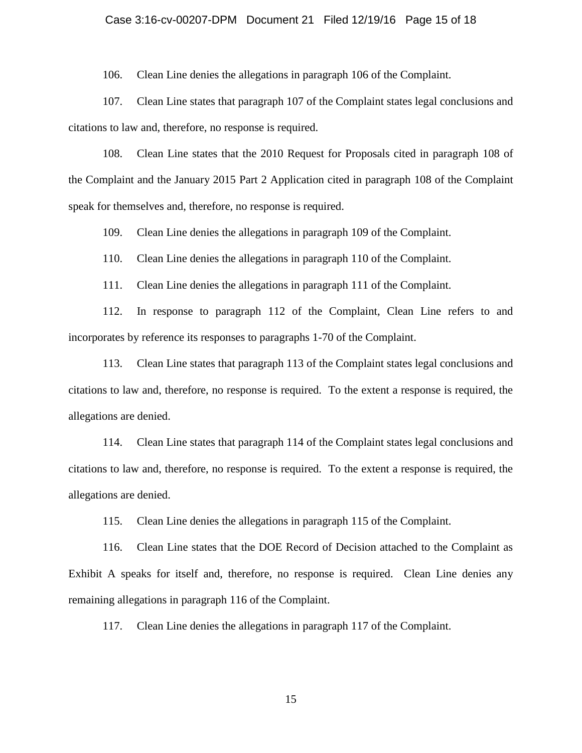106. Clean Line denies the allegations in paragraph 106 of the Complaint.

107. Clean Line states that paragraph 107 of the Complaint states legal conclusions and citations to law and, therefore, no response is required.

108. Clean Line states that the 2010 Request for Proposals cited in paragraph 108 of the Complaint and the January 2015 Part 2 Application cited in paragraph 108 of the Complaint speak for themselves and, therefore, no response is required.

109. Clean Line denies the allegations in paragraph 109 of the Complaint.

110. Clean Line denies the allegations in paragraph 110 of the Complaint.

111. Clean Line denies the allegations in paragraph 111 of the Complaint.

112. In response to paragraph 112 of the Complaint, Clean Line refers to and incorporates by reference its responses to paragraphs 1-70 of the Complaint.

113. Clean Line states that paragraph 113 of the Complaint states legal conclusions and citations to law and, therefore, no response is required. To the extent a response is required, the allegations are denied.

114. Clean Line states that paragraph 114 of the Complaint states legal conclusions and citations to law and, therefore, no response is required. To the extent a response is required, the allegations are denied.

115. Clean Line denies the allegations in paragraph 115 of the Complaint.

116. Clean Line states that the DOE Record of Decision attached to the Complaint as Exhibit A speaks for itself and, therefore, no response is required. Clean Line denies any remaining allegations in paragraph 116 of the Complaint.

117. Clean Line denies the allegations in paragraph 117 of the Complaint.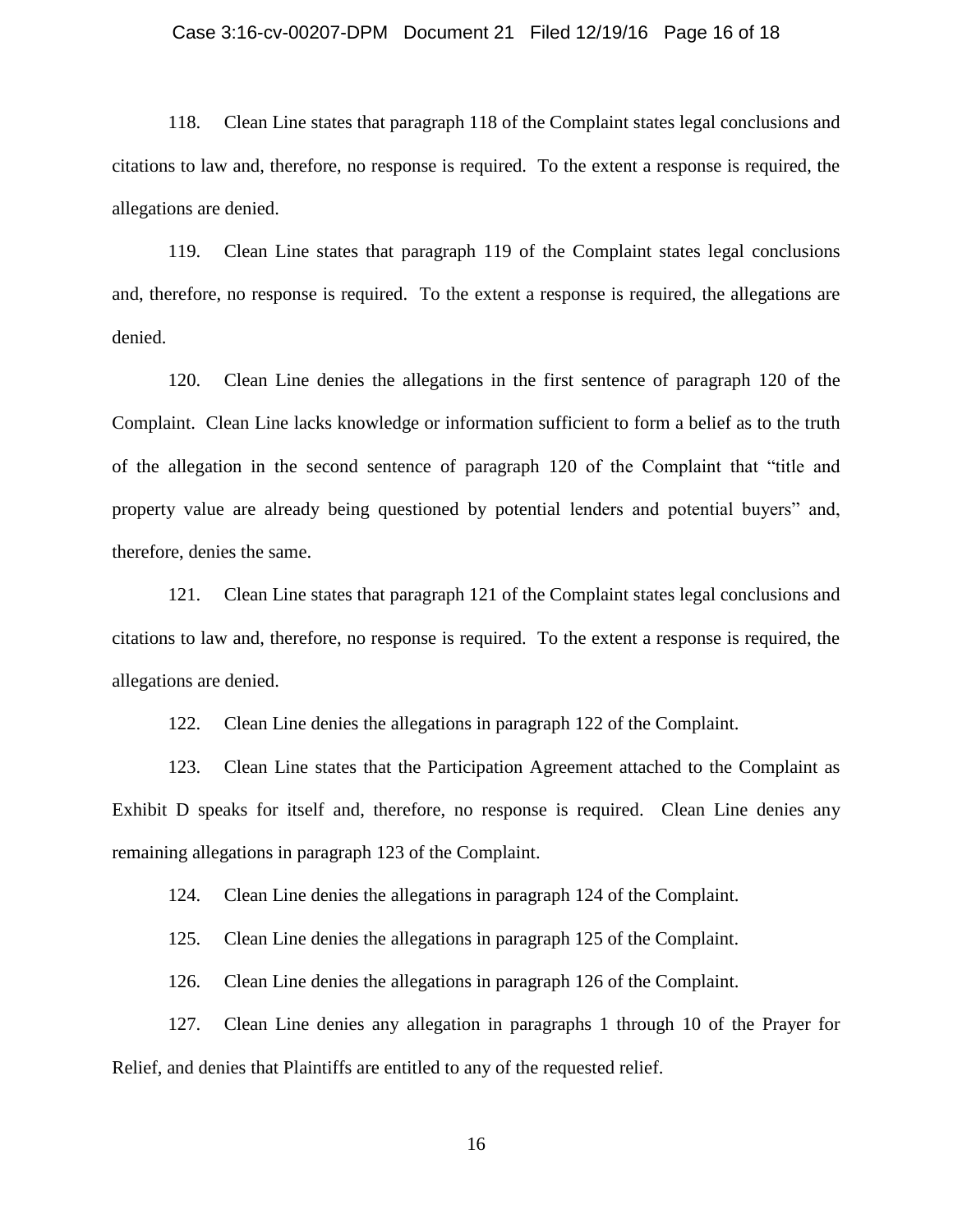118. Clean Line states that paragraph 118 of the Complaint states legal conclusions and citations to law and, therefore, no response is required. To the extent a response is required, the allegations are denied.

119. Clean Line states that paragraph 119 of the Complaint states legal conclusions and, therefore, no response is required. To the extent a response is required, the allegations are denied.

120. Clean Line denies the allegations in the first sentence of paragraph 120 of the Complaint. Clean Line lacks knowledge or information sufficient to form a belief as to the truth of the allegation in the second sentence of paragraph 120 of the Complaint that "title and property value are already being questioned by potential lenders and potential buyers" and, therefore, denies the same.

121. Clean Line states that paragraph 121 of the Complaint states legal conclusions and citations to law and, therefore, no response is required. To the extent a response is required, the allegations are denied.

122. Clean Line denies the allegations in paragraph 122 of the Complaint.

123. Clean Line states that the Participation Agreement attached to the Complaint as Exhibit D speaks for itself and, therefore, no response is required. Clean Line denies any remaining allegations in paragraph 123 of the Complaint.

124. Clean Line denies the allegations in paragraph 124 of the Complaint.

125. Clean Line denies the allegations in paragraph 125 of the Complaint.

126. Clean Line denies the allegations in paragraph 126 of the Complaint.

127. Clean Line denies any allegation in paragraphs 1 through 10 of the Prayer for Relief, and denies that Plaintiffs are entitled to any of the requested relief.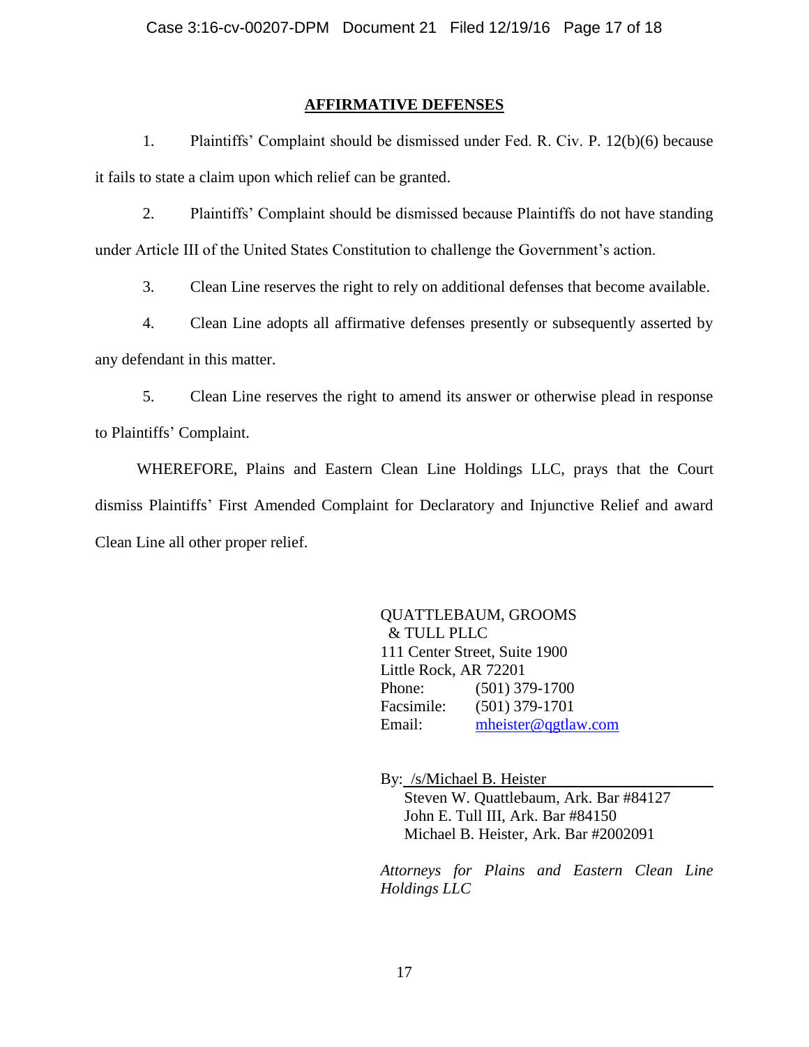## AFFIRMATIVE DEFENSES

1. Plaintiffs' Complaint should be dismissed under Fed. R. Civ. P. 12(b)(6) because it fails to state a claim upon which relief can be granted.

2. Plaintiffs' Complaint should be dismissed because Plaintiffs do not have standing under Article III of the United States Constitution to challenge the Government's action.

3. Clean Line reserves the right to rely on additional defenses that become available.

4. Clean Line adopts all affirmative defenses presently or subsequently asserted by any defendant in this matter.

5. Clean Line reserves the right to amend its answer or otherwise plead in response to Plaintiffs' Complaint.

WHEREFORE, Plains and Eastern Clean Line Holdings LLC, prays that the Court dismiss Plaintiffs' First Amended Complaint for Declaratory and Injunctive Relief and award Clean Line all other proper relief.

QUATTLEBAUM, GROOMS
& TULL PLLC
111 Center Street, Suite 1900
Little Rock, AR 72201
Phone: (501) 379-1700
Facsimile: (501) 379-1701
Email: mheister@qgtlaw.com

By: /s/Michael B. Heister
Steven W. Quattlebaum, Ark. Bar #84127
John E. Tull III, Ark. Bar #84150
Michael B. Heister, Ark. Bar #2002091

*Attorneys for Plains and Eastern Clean Line Holdings LLC*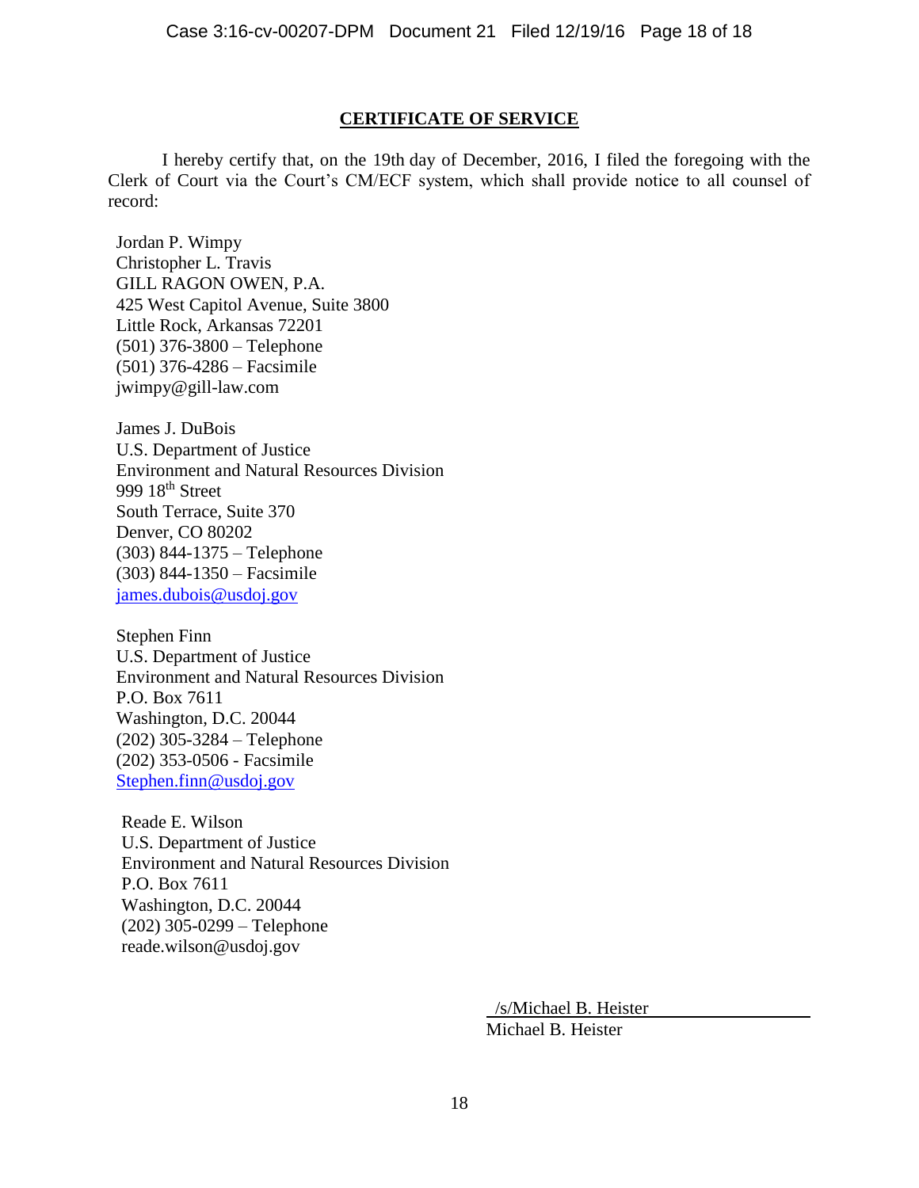## CERTIFICATE OF SERVICE

I hereby certify that, on the 19th day of December, 2016, I filed the foregoing with the Clerk of Court via the Court's CM/ECF system, which shall provide notice to all counsel of record:

Jordan P. Wimpy
Christopher L. Travis
GILL RAGON OWEN, P.A.
425 West Capitol Avenue, Suite 3800
Little Rock, Arkansas 72201
(501) 376-3800 – Telephone
(501) 376-4286 – Facsimile
jwimpy@gill-law.com

James J. DuBois
U.S. Department of Justice
Environment and Natural Resources Division
999 18th Street
South Terrace, Suite 370
Denver, CO 80202
(303) 844-1375 – Telephone
(303) 844-1350 – Facsimile
james.dubois@usdoj.gov

Stephen Finn
U.S. Department of Justice
Environment and Natural Resources Division
P.O. Box 7611
Washington, D.C. 20044
(202) 305-3284 – Telephone
(202) 353-0506 - Facsimile
Stephen.finn@usdoj.gov

Reade E. Wilson
U.S. Department of Justice
Environment and Natural Resources Division
P.O. Box 7611
Washington, D.C. 20044
(202) 305-0299 – Telephone
reade.wilson@usdoj.gov

/s/Michael B. Heister
Michael B. Heister